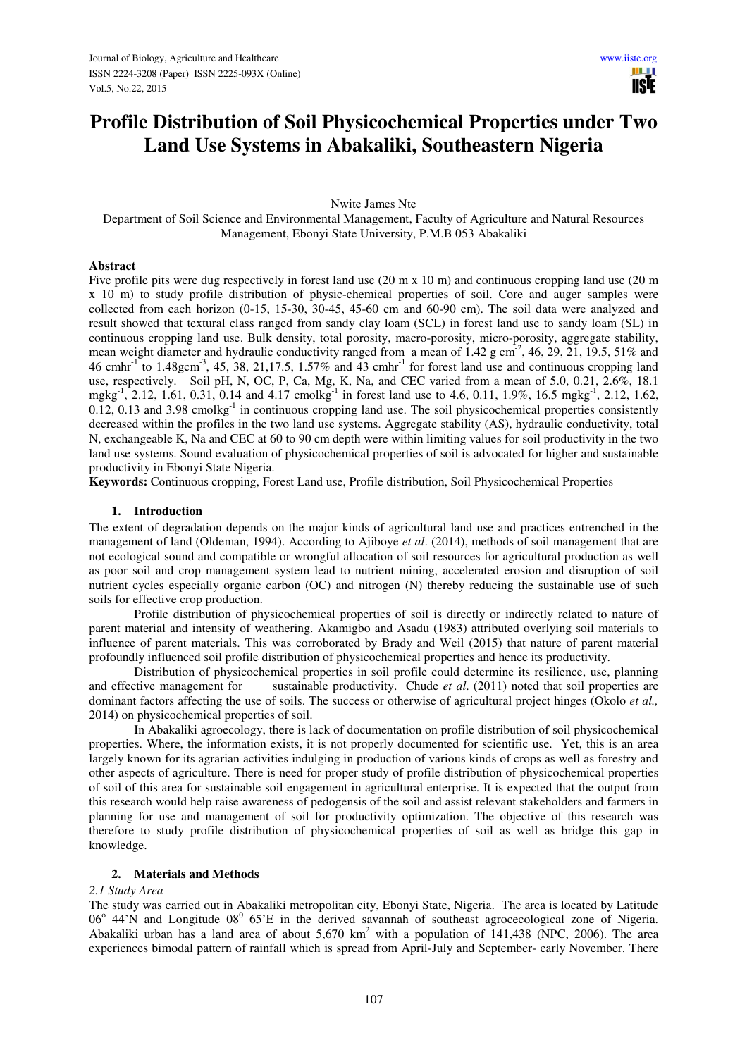# Profile Distribution of Soil Physicochemical Properties under Two Land Use Systems in Abakaliki, Southeastern Nigeria

Nwite James Nte

Department of Soil Science and Environmental Management, Faculty of Agriculture and Natural Resources Management, Ebonyi State University, P.M.B 053 Abakaliki

## Abstract

Five profile pits were dug respectively in forest land use (20 m x 10 m) and continuous cropping land use (20 m x 10 m) to study profile distribution of physic-chemical properties of soil. Core and auger samples were collected from each horizon (0-15, 15-30, 30-45, 45-60 cm and 60-90 cm). The soil data were analyzed and result showed that textural class ranged from sandy clay loam (SCL) in forest land use to sandy loam (SL) in continuous cropping land use. Bulk density, total porosity, macro-porosity, micro-porosity, aggregate stability, mean weight diameter and hydraulic conductivity ranged from a mean of 1.42 g $cm^{-2}$, 46, 29, 21, 19.5, 51% and 46 $cmhr^{-1}$ to 1.48$gcm^{-3}$, 45, 38, 21,17.5, 1.57% and 43 $cmhr^{-1}$ for forest land use and continuous cropping land use, respectively. Soil pH, N, OC, P, Ca, Mg, K, Na, and CEC varied from a mean of 5.0, 0.21, 2.6%, 18.1 $mgkg^{-1}$, 2.12, 1.61, 0.31, 0.14 and 4.17 $cmolkg^{-1}$ in forest land use to 4.6, 0.11, 1.9%, 16.5 $mgkg^{-1}$, 2.12, 1.62, 0.12, 0.13 and 3.98 $cmolkg^{-1}$ in continuous cropping land use. The soil physicochemical properties consistently decreased within the profiles in the two land use systems. Aggregate stability (AS), hydraulic conductivity, total N, exchangeable K, Na and CEC at 60 to 90 cm depth were within limiting values for soil productivity in the two land use systems. Sound evaluation of physicochemical properties of soil is advocated for higher and sustainable productivity in Ebonyi State Nigeria.

**Keywords:** Continuous cropping, Forest Land use, Profile distribution, Soil Physicochemical Properties

## 1. Introduction

The extent of degradation depends on the major kinds of agricultural land use and practices entrenched in the management of land (Oldeman, 1994). According to Ajiboye *et al*. (2014), methods of soil management that are not ecological sound and compatible or wrongful allocation of soil resources for agricultural production as well as poor soil and crop management system lead to nutrient mining, accelerated erosion and disruption of soil nutrient cycles especially organic carbon (OC) and nitrogen (N) thereby reducing the sustainable use of such soils for effective crop production.

Profile distribution of physicochemical properties of soil is directly or indirectly related to nature of parent material and intensity of weathering. Akamigbo and Asadu (1983) attributed overlying soil materials to influence of parent materials. This was corroborated by Brady and Weil (2015) that nature of parent material profoundly influenced soil profile distribution of physicochemical properties and hence its productivity.

Distribution of physicochemical properties in soil profile could determine its resilience, use, planning and effective management for sustainable productivity. Chude *et al*. (2011) noted that soil properties are dominant factors affecting the use of soils. The success or otherwise of agricultural project hinges (Okolo *et al.,* 2014) on physicochemical properties of soil.

In Abakaliki agroecology, there is lack of documentation on profile distribution of soil physicochemical properties. Where, the information exists, it is not properly documented for scientific use. Yet, this is an area largely known for its agrarian activities indulging in production of various kinds of crops as well as forestry and other aspects of agriculture. There is need for proper study of profile distribution of physicochemical properties of soil of this area for sustainable soil engagement in agricultural enterprise. It is expected that the output from this research would help raise awareness of pedogensis of the soil and assist relevant stakeholders and farmers in planning for use and management of soil for productivity optimization. The objective of this research was therefore to study profile distribution of physicochemical properties of soil as well as bridge this gap in knowledge.

## 2. Materials and Methods

### 2.1 Study Area

The study was carried out in Abakaliki metropolitan city, Ebonyi State, Nigeria. The area is located by Latitude $06^{o}$ 44'N and Longitude $08^{0}$ 65'E in the derived savannah of southeast agrocecological zone of Nigeria. Abakaliki urban has a land area of about 5,670 $km^{2}$ with a population of 141,438 (NPC, 2006). The area experiences bimodal pattern of rainfall which is spread from April-July and September- early November. There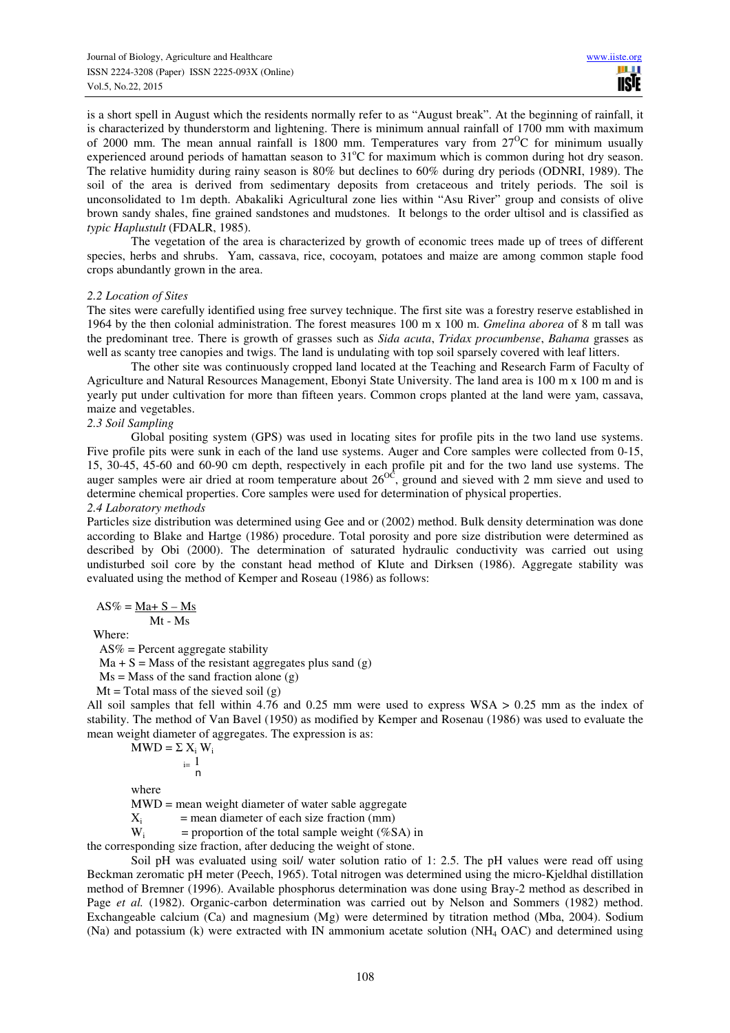is a short spell in August which the residents normally refer to as "August break". At the beginning of rainfall, it is characterized by thunderstorm and lightening. There is minimum annual rainfall of 1700 mm with maximum of 2000 mm. The mean annual rainfall is 1800 mm. Temperatures vary from $27^{O}C$ for minimum usually experienced around periods of hamattan season to $31^{o}C$ for maximum which is common during hot dry season. The relative humidity during rainy season is 80% but declines to 60% during dry periods (ODNRI, 1989). The soil of the area is derived from sedimentary deposits from cretaceous and tritely periods. The soil is unconsolidated to 1m depth. Abakaliki Agricultural zone lies within "Asu River" group and consists of olive brown sandy shales, fine grained sandstones and mudstones. It belongs to the order ultisol and is classified as *typic Haplustult* (FDALR, 1985).

The vegetation of the area is characterized by growth of economic trees made up of trees of different species, herbs and shrubs. Yam, cassava, rice, cocoyam, potatoes and maize are among common staple food crops abundantly grown in the area.

### *2.2 Location of Sites*

The sites were carefully identified using free survey technique. The first site was a forestry reserve established in 1964 by the then colonial administration. The forest measures 100 m x 100 m. *Gmelina aborea* of 8 m tall was the predominant tree. There is growth of grasses such as *Sida acuta*, *Tridax procumbense*, *Bahama* grasses as well as scanty tree canopies and twigs. The land is undulating with top soil sparsely covered with leaf litters.

The other site was continuously cropped land located at the Teaching and Research Farm of Faculty of Agriculture and Natural Resources Management, Ebonyi State University. The land area is 100 m x 100 m and is yearly put under cultivation for more than fifteen years. Common crops planted at the land were yam, cassava, maize and vegetables.

### *2.3 Soil Sampling*

Global positing system (GPS) was used in locating sites for profile pits in the two land use systems. Five profile pits were sunk in each of the land use systems. Auger and Core samples were collected from 0-15, 15, 30-45, 45-60 and 60-90 cm depth, respectively in each profile pit and for the two land use systems. The auger samples were air dried at room temperature about $26^{OC}$, ground and sieved with 2 mm sieve and used to determine chemical properties. Core samples were used for determination of physical properties.

### *2.4 Laboratory methods*

Particles size distribution was determined using Gee and or (2002) method. Bulk density determination was done according to Blake and Hartge (1986) procedure. Total porosity and pore size distribution were determined as described by Obi (2000). The determination of saturated hydraulic conductivity was carried out using undisturbed soil core by the constant head method of Klute and Dirksen (1986). Aggregate stability was evaluated using the method of Kemper and Roseau (1986) as follows:

$$AS\% = \frac{Ma + S - Ms}{Mt - Ms}$$

Where:

$AS\%$ = Percent aggregate stability

$Ma + S$ = Mass of the resistant aggregates plus sand (g)

$Ms$ = Mass of the sand fraction alone (g)

$Mt$ = Total mass of the sieved soil (g)

All soil samples that fell within 4.76 and 0.25 mm were used to express WSA > 0.25 mm as the index of stability. The method of Van Bavel (1950) as modified by Kemper and Rosenau (1986) was used to evaluate the mean weight diameter of aggregates. The expression is as:

$$MWD = \sum_{i=1}^{n} X_i W_i$$

where

MWD = mean weight diameter of water sable aggregate

$X_i$ = mean diameter of each size fraction (mm)

$W_i$ = proportion of the total sample weight (%SA) in the corresponding size fraction, after deducing the weight of stone.

Soil pH was evaluated using soil/ water solution ratio of 1: 2.5. The pH values were read off using Beckman zeromatic pH meter (Peech, 1965). Total nitrogen was determined using the micro-Kjeldhal distillation method of Bremner (1996). Available phosphorus determination was done using Bray-2 method as described in Page *et al.* (1982). Organic-carbon determination was carried out by Nelson and Sommers (1982) method. Exchangeable calcium (Ca) and magnesium (Mg) were determined by titration method (Mba, 2004). Sodium (Na) and potassium (k) were extracted with IN ammonium acetate solution ($NH_4$ OAC) and determined using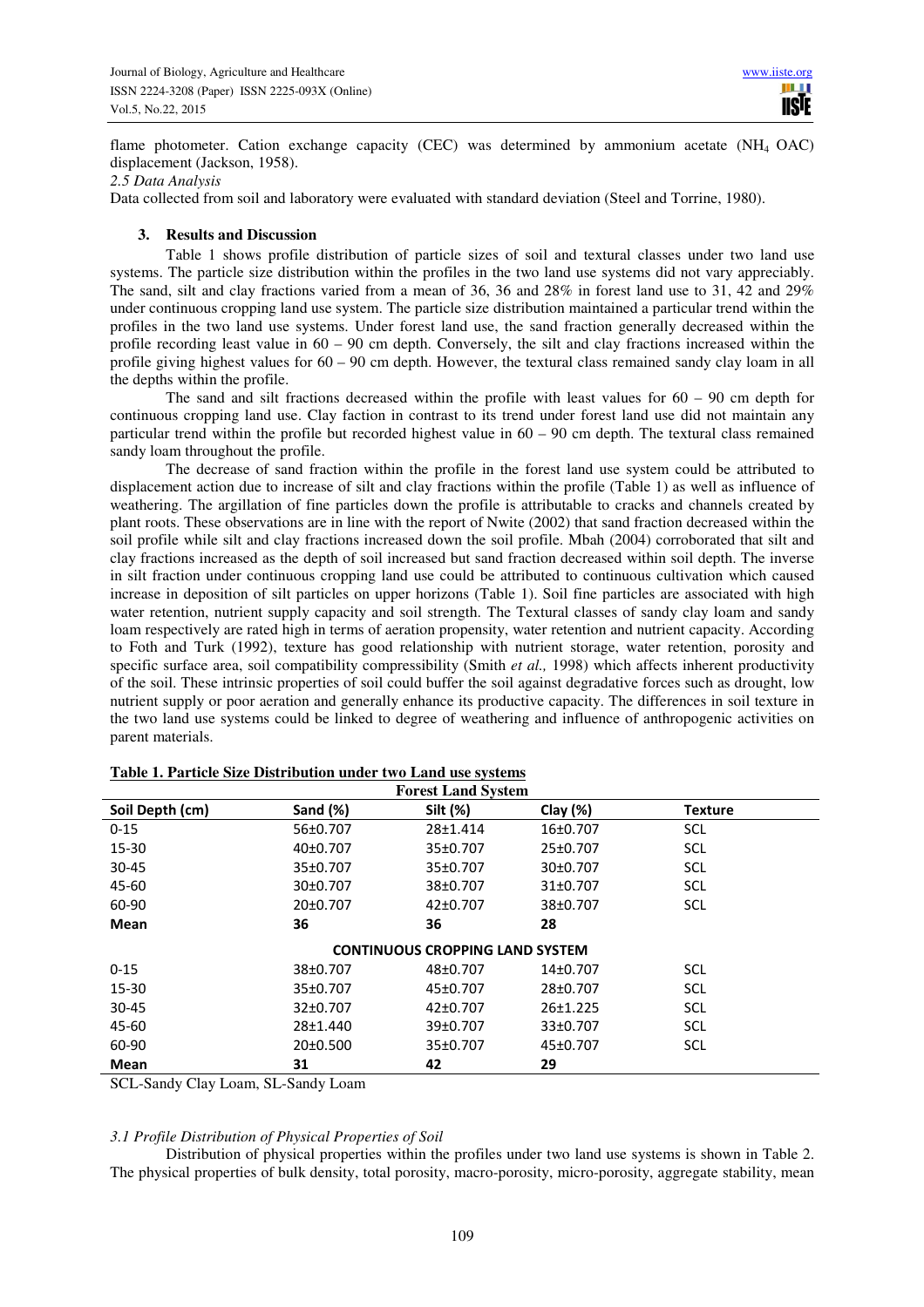flame photometer. Cation exchange capacity (CEC) was determined by ammonium acetate ($NH_4$ OAC) displacement (Jackson, 1958).

*2.5 Data Analysis*

Data collected from soil and laboratory were evaluated with standard deviation (Steel and Torrine, 1980).

## 3. Results and Discussion

Table 1 shows profile distribution of particle sizes of soil and textural classes under two land use systems. The particle size distribution within the profiles in the two land use systems did not vary appreciably. The sand, silt and clay fractions varied from a mean of 36, 36 and 28% in forest land use to 31, 42 and 29% under continuous cropping land use system. The particle size distribution maintained a particular trend within the profiles in the two land use systems. Under forest land use, the sand fraction generally decreased within the profile recording least value in 60 – 90 cm depth. Conversely, the silt and clay fractions increased within the profile giving highest values for 60 – 90 cm depth. However, the textural class remained sandy clay loam in all the depths within the profile.

The sand and silt fractions decreased within the profile with least values for 60 – 90 cm depth for continuous cropping land use. Clay faction in contrast to its trend under forest land use did not maintain any particular trend within the profile but recorded highest value in 60 – 90 cm depth. The textural class remained sandy loam throughout the profile.

The decrease of sand fraction within the profile in the forest land use system could be attributed to displacement action due to increase of silt and clay fractions within the profile (Table 1) as well as influence of weathering. The argillation of fine particles down the profile is attributable to cracks and channels created by plant roots. These observations are in line with the report of Nwite (2002) that sand fraction decreased within the soil profile while silt and clay fractions increased down the soil profile. Mbah (2004) corroborated that silt and clay fractions increased as the depth of soil increased but sand fraction decreased within soil depth. The inverse in silt fraction under continuous cropping land use could be attributed to continuous cultivation which caused increase in deposition of silt particles on upper horizons (Table 1). Soil fine particles are associated with high water retention, nutrient supply capacity and soil strength. The Textural classes of sandy clay loam and sandy loam respectively are rated high in terms of aeration propensity, water retention and nutrient capacity. According to Foth and Turk (1992), texture has good relationship with nutrient storage, water retention, porosity and specific surface area, soil compatibility compressibility (Smith *et al.,* 1998) which affects inherent productivity of the soil. These intrinsic properties of soil could buffer the soil against degradative forces such as drought, low nutrient supply or poor aeration and generally enhance its productive capacity. The differences in soil texture in the two land use systems could be linked to degree of weathering and influence of anthropogenic activities on parent materials.

**Table 1. Particle Size Distribution under two Land use systems**

| Soil Depth (cm) | Sand (%) | Silt (%) | Clay (%) | Texture |
|---|---|---|---|---|
| **Forest Land System** | | | | |
| 0-15 | 56±0.707 | 28±1.414 | 16±0.707 | SCL |
| 15-30 | 40±0.707 | 35±0.707 | 25±0.707 | SCL |
| 30-45 | 35±0.707 | 35±0.707 | 30±0.707 | SCL |
| 45-60 | 30±0.707 | 38±0.707 | 31±0.707 | SCL |
| 60-90 | 20±0.707 | 42±0.707 | 38±0.707 | SCL |
| **Mean** | **36** | **36** | **28** | |
| **CONTINUOUS CROPPING LAND SYSTEM** | | | | |
| 0-15 | 38±0.707 | 48±0.707 | 14±0.707 | SCL |
| 15-30 | 35±0.707 | 45±0.707 | 28±0.707 | SCL |
| 30-45 | 32±0.707 | 42±0.707 | 26±1.225 | SCL |
| 45-60 | 28±1.440 | 39±0.707 | 33±0.707 | SCL |
| 60-90 | 20±0.500 | 35±0.707 | 45±0.707 | SCL |
| **Mean** | **31** | **42** | **29** | |

SCL-Sandy Clay Loam, SL-Sandy Loam

### *3.1 Profile Distribution of Physical Properties of Soil*

Distribution of physical properties within the profiles under two land use systems is shown in Table 2. The physical properties of bulk density, total porosity, macro-porosity, micro-porosity, aggregate stability, mean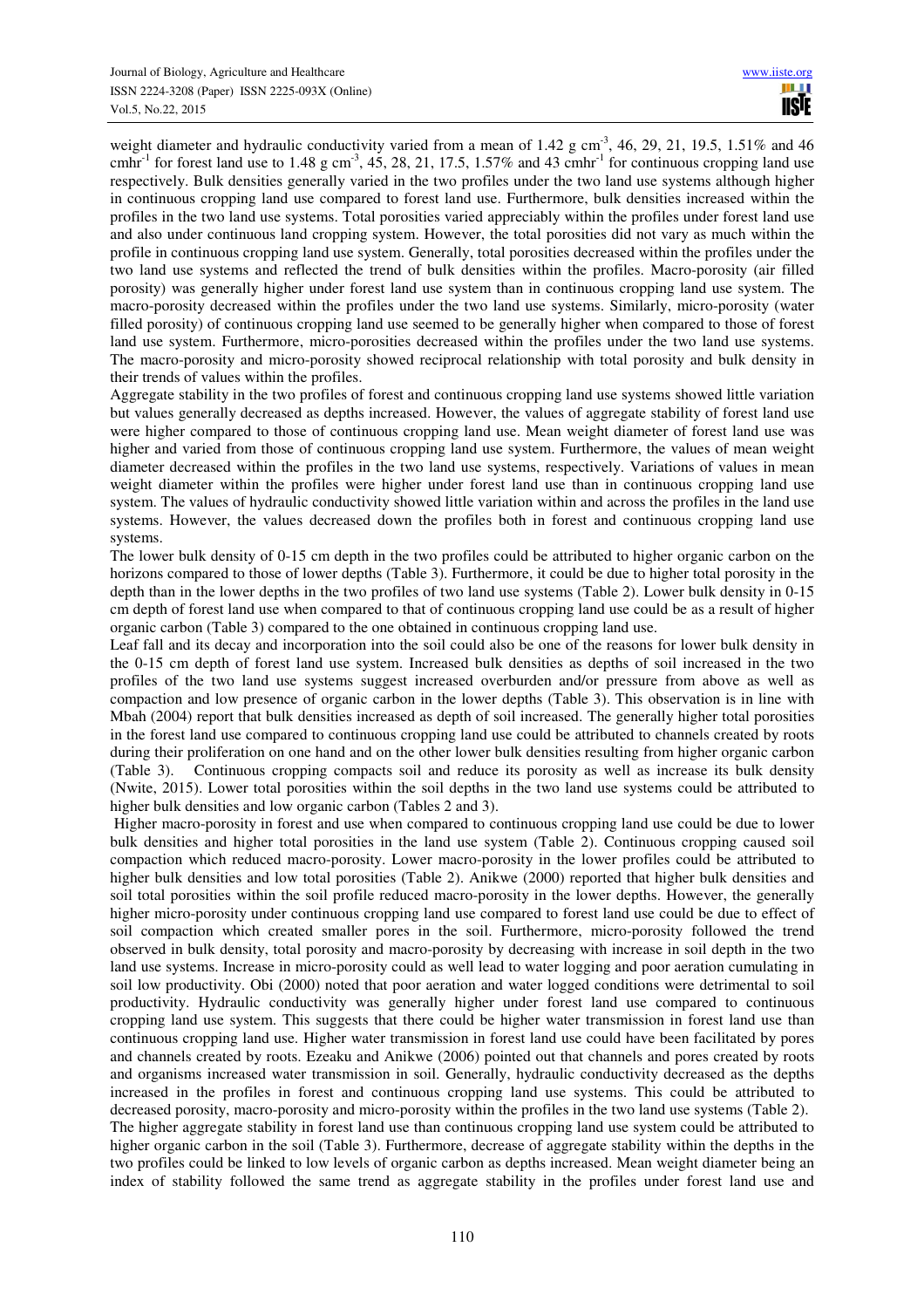weight diameter and hydraulic conductivity varied from a mean of 1.42 g $cm^{-3}$, 46, 29, 21, 19.5, 1.51% and 46 $cmhr^{-1}$ for forest land use to 1.48 g $cm^{-3}$, 45, 28, 21, 17.5, 1.57% and 43 $cmhr^{-1}$ for continuous cropping land use respectively. Bulk densities generally varied in the two profiles under the two land use systems although higher in continuous cropping land use compared to forest land use. Furthermore, bulk densities increased within the profiles in the two land use systems. Total porosities varied appreciably within the profiles under forest land use and also under continuous land cropping system. However, the total porosities did not vary as much within the profile in continuous cropping land use system. Generally, total porosities decreased within the profiles under the two land use systems and reflected the trend of bulk densities within the profiles. Macro-porosity (air filled porosity) was generally higher under forest land use system than in continuous cropping land use system. The macro-porosity decreased within the profiles under the two land use systems. Similarly, micro-porosity (water filled porosity) of continuous cropping land use seemed to be generally higher when compared to those of forest land use system. Furthermore, micro-porosities decreased within the profiles under the two land use systems. The macro-porosity and micro-porosity showed reciprocal relationship with total porosity and bulk density in their trends of values within the profiles.

Aggregate stability in the two profiles of forest and continuous cropping land use systems showed little variation but values generally decreased as depths increased. However, the values of aggregate stability of forest land use were higher compared to those of continuous cropping land use. Mean weight diameter of forest land use was higher and varied from those of continuous cropping land use system. Furthermore, the values of mean weight diameter decreased within the profiles in the two land use systems, respectively. Variations of values in mean weight diameter within the profiles were higher under forest land use than in continuous cropping land use system. The values of hydraulic conductivity showed little variation within and across the profiles in the land use systems. However, the values decreased down the profiles both in forest and continuous cropping land use systems.

The lower bulk density of 0-15 cm depth in the two profiles could be attributed to higher organic carbon on the horizons compared to those of lower depths (Table 3). Furthermore, it could be due to higher total porosity in the depth than in the lower depths in the two profiles of two land use systems (Table 2). Lower bulk density in 0-15 cm depth of forest land use when compared to that of continuous cropping land use could be as a result of higher organic carbon (Table 3) compared to the one obtained in continuous cropping land use.

Leaf fall and its decay and incorporation into the soil could also be one of the reasons for lower bulk density in the 0-15 cm depth of forest land use system. Increased bulk densities as depths of soil increased in the two profiles of the two land use systems suggest increased overburden and/or pressure from above as well as compaction and low presence of organic carbon in the lower depths (Table 3). This observation is in line with Mbah (2004) report that bulk densities increased as depth of soil increased. The generally higher total porosities in the forest land use compared to continuous cropping land use could be attributed to channels created by roots during their proliferation on one hand and on the other lower bulk densities resulting from higher organic carbon (Table 3). Continuous cropping compacts soil and reduce its porosity as well as increase its bulk density (Nwite, 2015). Lower total porosities within the soil depths in the two land use systems could be attributed to higher bulk densities and low organic carbon (Tables 2 and 3).

Higher macro-porosity in forest and use when compared to continuous cropping land use could be due to lower bulk densities and higher total porosities in the land use system (Table 2). Continuous cropping caused soil compaction which reduced macro-porosity. Lower macro-porosity in the lower profiles could be attributed to higher bulk densities and low total porosities (Table 2). Anikwe (2000) reported that higher bulk densities and soil total porosities within the soil profile reduced macro-porosity in the lower depths. However, the generally higher micro-porosity under continuous cropping land use compared to forest land use could be due to effect of soil compaction which created smaller pores in the soil. Furthermore, micro-porosity followed the trend observed in bulk density, total porosity and macro-porosity by decreasing with increase in soil depth in the two land use systems. Increase in micro-porosity could as well lead to water logging and poor aeration cumulating in soil low productivity. Obi (2000) noted that poor aeration and water logged conditions were detrimental to soil productivity. Hydraulic conductivity was generally higher under forest land use compared to continuous cropping land use system. This suggests that there could be higher water transmission in forest land use than continuous cropping land use. Higher water transmission in forest land use could have been facilitated by pores and channels created by roots. Ezeaku and Anikwe (2006) pointed out that channels and pores created by roots and organisms increased water transmission in soil. Generally, hydraulic conductivity decreased as the depths increased in the profiles in forest and continuous cropping land use systems. This could be attributed to decreased porosity, macro-porosity and micro-porosity within the profiles in the two land use systems (Table 2).

The higher aggregate stability in forest land use than continuous cropping land use system could be attributed to higher organic carbon in the soil (Table 3). Furthermore, decrease of aggregate stability within the depths in the two profiles could be linked to low levels of organic carbon as depths increased. Mean weight diameter being an index of stability followed the same trend as aggregate stability in the profiles under forest land use and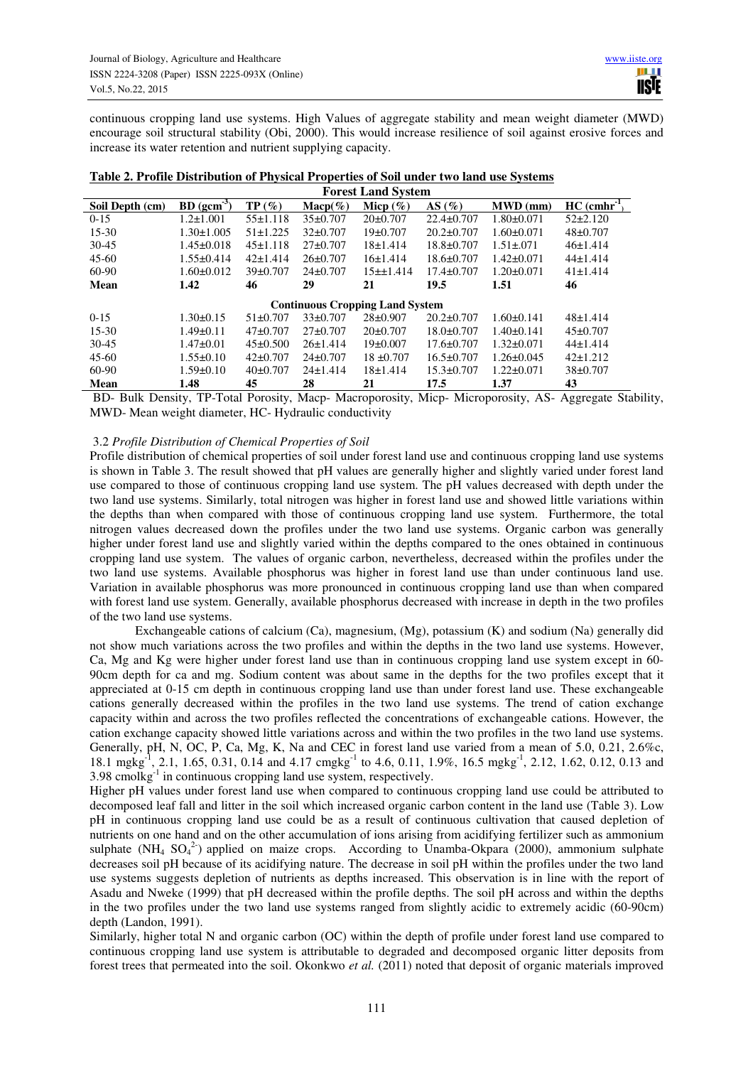continuous cropping land use systems. High Values of aggregate stability and mean weight diameter (MWD) encourage soil structural stability (Obi, 2000). This would increase resilience of soil against erosive forces and increase its water retention and nutrient supplying capacity.

**Table 2. Profile Distribution of Physical Properties of Soil under two land use Systems**

| Soil Depth (cm) | BD (gcm$^{-3}$) | TP (%) | Macp(%) | Micp (%) | AS (%) | MWD (mm) | HC (cmhr$^{-1}$) |
|---|---|---|---|---|---|---|---|
| **Forest Land System** | | | | | | | |
| 0-15 | 1.2±1.001 | 55±1.118 | 35±0.707 | 20±0.707 | 22.4±0.707 | 1.80±0.071 | 52±2.120 |
| 15-30 | 1.30±1.005 | 51±1.225 | 32±0.707 | 19±0.707 | 20.2±0.707 | 1.60±0.071 | 48±0.707 |
| 30-45 | 1.45±0.018 | 45±1.118 | 27±0.707 | 18±1.414 | 18.8±0.707 | 1.51±.071 | 46±1.414 |
| 45-60 | 1.55±0.414 | 42±1.414 | 26±0.707 | 16±1.414 | 18.6±0.707 | 1.42±0.071 | 44±1.414 |
| 60-90 | 1.60±0.012 | 39±0.707 | 24±0.707 | 15±±1.414 | 17.4±0.707 | 1.20±0.071 | 41±1.414 |
| **Mean** | **1.42** | **46** | **29** | **21** | **19.5** | **1.51** | **46** |
| **Continuous Cropping Land System** | | | | | | | |
| 0-15 | 1.30±0.15 | 51±0.707 | 33±0.707 | 28±0.907 | 20.2±0.707 | 1.60±0.141 | 48±1.414 |
| 15-30 | 1.49±0.11 | 47±0.707 | 27±0.707 | 20±0.707 | 18.0±0.707 | 1.40±0.141 | 45±0.707 |
| 30-45 | 1.47±0.01 | 45±0.500 | 26±1.414 | 19±0.007 | 17.6±0.707 | 1.32±0.071 | 44±1.414 |
| 45-60 | 1.55±0.10 | 42±0.707 | 24±0.707 | 18 ±0.707 | 16.5±0.707 | 1.26±0.045 | 42±1.212 |
| 60-90 | 1.59±0.10 | 40±0.707 | 24±1.414 | 18±1.414 | 15.3±0.707 | 1.22±0.071 | 38±0.707 |
| **Mean** | **1.48** | **45** | **28** | **21** | **17.5** | **1.37** | **43** |

BD- Bulk Density, TP-Total Porosity, Macp- Macroporosity, Micp- Microporosity, AS- Aggregate Stability, MWD- Mean weight diameter, HC- Hydraulic conductivity

### 3.2 *Profile Distribution of Chemical Properties of Soil*

Profile distribution of chemical properties of soil under forest land use and continuous cropping land use systems is shown in Table 3. The result showed that pH values are generally higher and slightly varied under forest land use compared to those of continuous cropping land use system. The pH values decreased with depth under the two land use systems. Similarly, total nitrogen was higher in forest land use and showed little variations within the depths than when compared with those of continuous cropping land use system. Furthermore, the total nitrogen values decreased down the profiles under the two land use systems. Organic carbon was generally higher under forest land use and slightly varied within the depths compared to the ones obtained in continuous cropping land use system. The values of organic carbon, nevertheless, decreased within the profiles under the two land use systems. Available phosphorus was higher in forest land use than under continuous land use. Variation in available phosphorus was more pronounced in continuous cropping land use than when compared with forest land use system. Generally, available phosphorus decreased with increase in depth in the two profiles of the two land use systems.

Exchangeable cations of calcium (Ca), magnesium, (Mg), potassium (K) and sodium (Na) generally did not show much variations across the two profiles and within the depths in the two land use systems. However, Ca, Mg and Kg were higher under forest land use than in continuous cropping land use system except in 60-90cm depth for ca and mg. Sodium content was about same in the depths for the two profiles except that it appreciated at 0-15 cm depth in continuous cropping land use than under forest land use. These exchangeable cations generally decreased within the profiles in the two land use systems. The trend of cation exchange capacity within and across the two profiles reflected the concentrations of exchangeable cations. However, the cation exchange capacity showed little variations across and within the two profiles in the two land use systems. Generally, pH, N, OC, P, Ca, Mg, K, Na and CEC in forest land use varied from a mean of 5.0, 0.21, 2.6%c, 18.1 mgkg$^{-1}$, 2.1, 1.65, 0.31, 0.14 and 4.17 cmgkg$^{-1}$ to 4.6, 0.11, 1.9%, 16.5 mgkg$^{-1}$, 2.12, 1.62, 0.12, 0.13 and 3.98 cmolkg$^{-1}$ in continuous cropping land use system, respectively.

Higher pH values under forest land use when compared to continuous cropping land use could be attributed to decomposed leaf fall and litter in the soil which increased organic carbon content in the land use (Table 3). Low pH in continuous cropping land use could be as a result of continuous cultivation that caused depletion of nutrients on one hand and on the other accumulation of ions arising from acidifying fertilizer such as ammonium sulphate ($NH_4$ $SO_4^{2-}$) applied on maize crops. According to Unamba-Okpara (2000), ammonium sulphate decreases soil pH because of its acidifying nature. The decrease in soil pH within the profiles under the two land use systems suggests depletion of nutrients as depths increased. This observation is in line with the report of Asadu and Nweke (1999) that pH decreased within the profile depths. The soil pH across and within the depths in the two profiles under the two land use systems ranged from slightly acidic to extremely acidic (60-90cm) depth (Landon, 1991).

Similarly, higher total N and organic carbon (OC) within the depth of profile under forest land use compared to continuous cropping land use system is attributable to degraded and decomposed organic litter deposits from forest trees that permeated into the soil. Okonkwo *et al.* (2011) noted that deposit of organic materials improved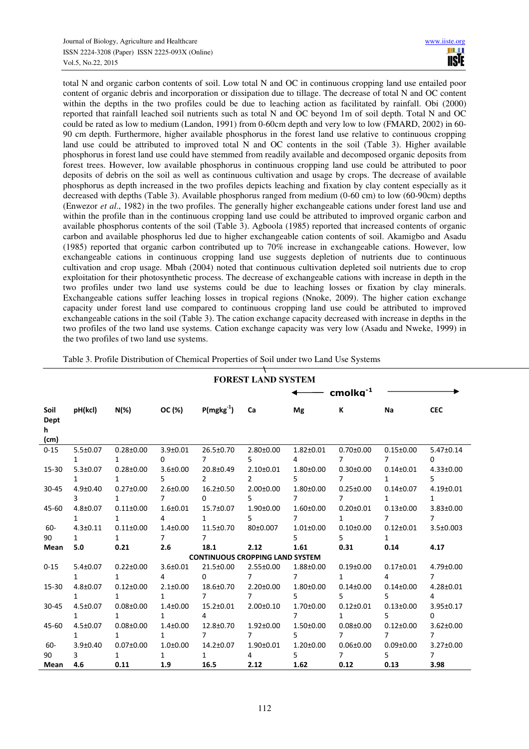total N and organic carbon contents of soil. Low total N and OC in continuous cropping land use entailed poor content of organic debris and incorporation or dissipation due to tillage. The decrease of total N and OC content within the depths in the two profiles could be due to leaching action as facilitated by rainfall. Obi (2000) reported that rainfall leached soil nutrients such as total N and OC beyond 1m of soil depth. Total N and OC could be rated as low to medium (Landon, 1991) from 0-60cm depth and very low to low (FMARD, 2002) in 60-90 cm depth. Furthermore, higher available phosphorus in the forest land use relative to continuous cropping land use could be attributed to improved total N and OC contents in the soil (Table 3). Higher available phosphorus in forest land use could have stemmed from readily available and decomposed organic deposits from forest trees. However, low available phosphorus in continuous cropping land use could be attributed to poor deposits of debris on the soil as well as continuous cultivation and usage by crops. The decrease of available phosphorus as depth increased in the two profiles depicts leaching and fixation by clay content especially as it decreased with depths (Table 3). Available phosphorus ranged from medium (0-60 cm) to low (60-90cm) depths (Enwezor *et al*., 1982) in the two profiles. The generally higher exchangeable cations under forest land use and within the profile than in the continuous cropping land use could be attributed to improved organic carbon and available phosphorus contents of the soil (Table 3). Agboola (1985) reported that increased contents of organic carbon and available phosphorus led due to higher exchangeable cation contents of soil. Akamigbo and Asadu (1985) reported that organic carbon contributed up to 70% increase in exchangeable cations. However, low exchangeable cations in continuous cropping land use suggests depletion of nutrients due to continuous cultivation and crop usage. Mbah (2004) noted that continuous cultivation depleted soil nutrients due to crop exploitation for their photosynthetic process. The decrease of exchangeable cations with increase in depth in the two profiles under two land use systems could be due to leaching losses or fixation by clay minerals. Exchangeable cations suffer leaching losses in tropical regions (Nnoke, 2009). The higher cation exchange capacity under forest land use compared to continuous cropping land use could be attributed to improved exchangeable cations in the soil (Table 3). The cation exchange capacity decreased with increase in depths in the two profiles of the two land use systems. Cation exchange capacity was very low (Asadu and Nweke, 1999) in the two profiles of two land use systems.

Table 3. Profile Distribution of Chemical Properties of Soil under two Land Use Systems

| | | | | | | $cmolkg^{-1}$ | | | |
|---|---|---|---|---|---|---|---|---|---|
| **Soil Depth (cm)** | **pH(kcl)** | **N(%)** | **OC (%)** | **P($mgkg^{-1}$)** | **Ca** | **Mg** | **K** | **Na** | **CEC** |
| **FOREST LAND SYSTEM** | | | | | | | | | |
| 0-15 | 5.5±0.071 | 0.28±0.001 | 3.9±0.010 | 26.5±0.707 | 2.80±0.005 | 1.82±0.014 | 0.70±0.007 | 0.15±0.007 | 5.47±0.140 |
| 15-30 | 5.3±0.071 | 0.28±0.001 | 3.6±0.005 | 20.8±0.492 | 2.10±0.012 | 1.80±0.005 | 0.30±0.007 | 0.14±0.011 | 4.33±0.005 |
| 30-45 | 4.9±0.403 | 0.27±0.001 | 2.6±0.007 | 16.2±0.500 | 2.00±0.005 | 1.80±0.007 | 0.25±0.007 | 0.14±0.071 | 4.19±0.011 |
| 45-60 | 4.8±0.071 | 0.11±0.001 | 1.6±0.014 | 15.7±0.071 | 1.90±0.005 | 1.60±0.007 | 0.20±0.011 | 0.13±0.007 | 3.83±0.007 |
| 60-90 | 4.3±0.111 | 0.11±0.001 | 1.4±0.007 | 11.5±0.707 | 80±0.007 | 1.01±0.005 | 0.10±0.005 | 0.12±0.011 | 3.5±0.003 |
| **Mean** | **5.0** | **0.21** | **2.6** | **18.1** | **2.12** | **1.61** | **0.31** | **0.14** | **4.17** |
| **CONTINUOUS CROPPING LAND SYSTEM** | | | | | | | | | |
| 0-15 | 5.4±0.071 | 0.22±0.001 | 3.6±0.014 | 21.5±0.000 | 2.55±0.007 | 1.88±0.007 | 0.19±0.001 | 0.17±0.014 | 4.79±0.007 |
| 15-30 | 4.8±0.071 | 0.12±0.001 | 2.1±0.001 | 18.6±0.707 | 2.20±0.007 | 1.80±0.005 | 0.14±0.005 | 0.14±0.005 | 4.28±0.014 |
| 30-45 | 4.5±0.071 | 0.08±0.001 | 1.4±0.001 | 15.2±0.014 | 2.00±0.10 | 1.70±0.007 | 0.12±0.011 | 0.13±0.005 | 3.95±0.170 |
| 45-60 | 4.5±0.071 | 0.08±0.001 | 1.4±0.001 | 12.8±0.707 | 1.92±0.007 | 1.50±0.005 | 0.08±0.007 | 0.12±0.007 | 3.62±0.007 |
| 60-90 | 3.9±0.403 | 0.07±0.001 | 1.0±0.001 | 14.2±0.071 | 1.90±0.014 | 1.20±0.005 | 0.06±0.007 | 0.09±0.005 | 3.27±0.007 |
| **Mean** | **4.6** | **0.11** | **1.9** | **16.5** | **2.12** | **1.62** | **0.12** | **0.13** | **3.98** |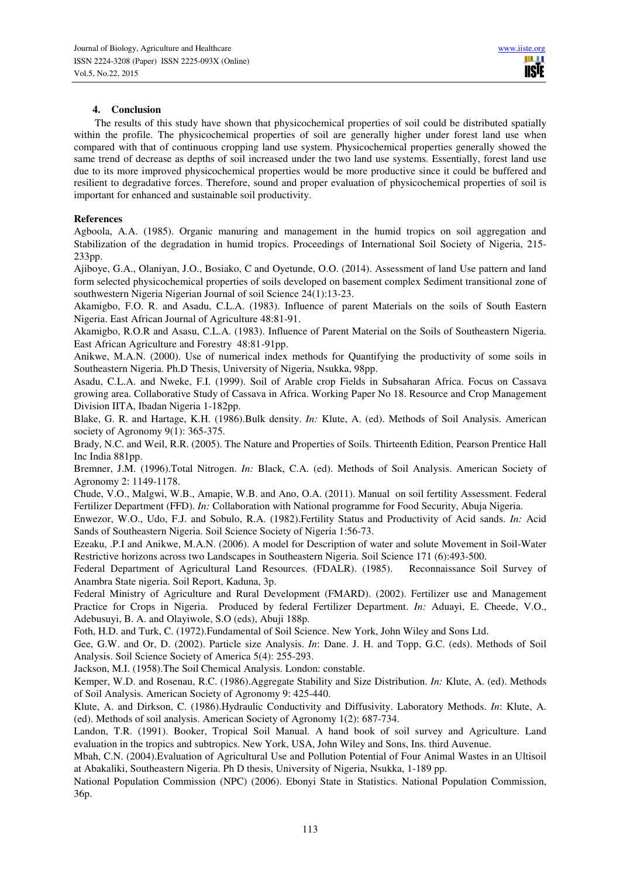## 4. Conclusion

The results of this study have shown that physicochemical properties of soil could be distributed spatially within the profile. The physicochemical properties of soil are generally higher under forest land use when compared with that of continuous cropping land use system. Physicochemical properties generally showed the same trend of decrease as depths of soil increased under the two land use systems. Essentially, forest land use due to its more improved physicochemical properties would be more productive since it could be buffered and resilient to degradative forces. Therefore, sound and proper evaluation of physicochemical properties of soil is important for enhanced and sustainable soil productivity.

## References

Agboola, A.A. (1985). Organic manuring and management in the humid tropics on soil aggregation and Stabilization of the degradation in humid tropics. Proceedings of International Soil Society of Nigeria, 215-233pp.

Ajiboye, G.A., Olaniyan, J.O., Bosiako, C and Oyetunde, O.O. (2014). Assessment of land Use pattern and land form selected physicochemical properties of soils developed on basement complex Sediment transitional zone of southwestern Nigeria Nigerian Journal of soil Science 24(1):13-23.

Akamigbo, F.O. R. and Asadu, C.L.A. (1983). Influence of parent Materials on the soils of South Eastern Nigeria. East African Journal of Agriculture 48:81-91.

Akamigbo, R.O.R and Asasu, C.L.A. (1983). Influence of Parent Material on the Soils of Southeastern Nigeria. East African Agriculture and Forestry 48:81-91pp.

Anikwe, M.A.N. (2000). Use of numerical index methods for Quantifying the productivity of some soils in Southeastern Nigeria. Ph.D Thesis, University of Nigeria, Nsukka, 98pp.

Asadu, C.L.A. and Nweke, F.I. (1999). Soil of Arable crop Fields in Subsaharan Africa. Focus on Cassava growing area. Collaborative Study of Cassava in Africa. Working Paper No 18. Resource and Crop Management Division IITA, Ibadan Nigeria 1-182pp.

Blake, G. R. and Hartage, K.H. (1986).Bulk density. *In:* Klute, A. (ed). Methods of Soil Analysis. American society of Agronomy 9(1): 365-375.

Brady, N.C. and Weil, R.R. (2005). The Nature and Properties of Soils. Thirteenth Edition, Pearson Prentice Hall Inc India 881pp.

Bremner, J.M. (1996).Total Nitrogen. *In:* Black, C.A. (ed). Methods of Soil Analysis. American Society of Agronomy 2: 1149-1178.

Chude, V.O., Malgwi, W.B., Amapie, W.B. and Ano, O.A. (2011). Manual on soil fertility Assessment. Federal Fertilizer Department (FFD). *In:* Collaboration with National programme for Food Security, Abuja Nigeria.

Enwezor, W.O., Udo, F.J. and Sobulo, R.A. (1982).Fertility Status and Productivity of Acid sands. *In:* Acid Sands of Southeastern Nigeria. Soil Science Society of Nigeria 1:56-73.

Ezeaku, .P.I and Anikwe, M.A.N. (2006). A model for Description of water and solute Movement in Soil-Water Restrictive horizons across two Landscapes in Southeastern Nigeria. Soil Science 171 (6):493-500.

Federal Department of Agricultural Land Resources. (FDALR). (1985). Reconnaissance Soil Survey of Anambra State nigeria. Soil Report, Kaduna, 3p.

Federal Ministry of Agriculture and Rural Development (FMARD). (2002). Fertilizer use and Management Practice for Crops in Nigeria. Produced by federal Fertilizer Department. *In:* Aduayi, E. Cheede, V.O., Adebusuyi, B. A. and Olayiwole, S.O (eds), Abuji 188p.

Foth, H.D. and Turk, C. (1972).Fundamental of Soil Science. New York, John Wiley and Sons Ltd.

Gee, G.W. and Or, D. (2002). Particle size Analysis. *In*: Dane. J. H. and Topp, G.C. (eds). Methods of Soil Analysis. Soil Science Society of America 5(4): 255-293.

Jackson, M.I. (1958).The Soil Chemical Analysis. London: constable.

Kemper, W.D. and Rosenau, R.C. (1986).Aggregate Stability and Size Distribution. *In:* Klute, A. (ed). Methods of Soil Analysis. American Society of Agronomy 9: 425-440.

Klute, A. and Dirkson, C. (1986).Hydraulic Conductivity and Diffusivity. Laboratory Methods. *In*: Klute, A. (ed). Methods of soil analysis. American Society of Agronomy 1(2): 687-734.

Landon, T.R. (1991). Booker, Tropical Soil Manual. A hand book of soil survey and Agriculture. Land evaluation in the tropics and subtropics. New York, USA, John Wiley and Sons, Ins. third Auvenue.

Mbah, C.N. (2004).Evaluation of Agricultural Use and Pollution Potential of Four Animal Wastes in an Ultisoil at Abakaliki, Southeastern Nigeria. Ph D thesis, University of Nigeria, Nsukka, 1-189 pp.

National Population Commission (NPC) (2006). Ebonyi State in Statistics. National Population Commission, 36p.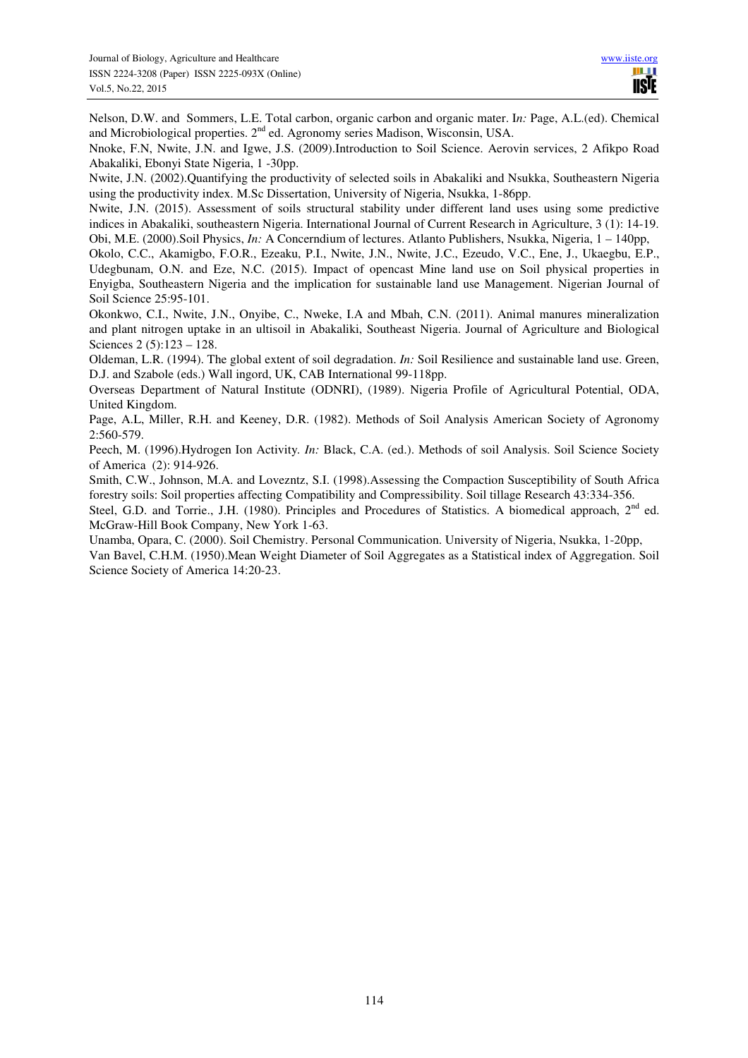Nelson, D.W. and Sommers, L.E. Total carbon, organic carbon and organic mater. I*n:* Page, A.L.(ed). Chemical and Microbiological properties. 2nd ed. Agronomy series Madison, Wisconsin, USA.

Nnoke, F.N, Nwite, J.N. and Igwe, J.S. (2009).Introduction to Soil Science. Aerovin services, 2 Afikpo Road Abakaliki, Ebonyi State Nigeria, 1 -30pp.

Nwite, J.N. (2002).Quantifying the productivity of selected soils in Abakaliki and Nsukka, Southeastern Nigeria using the productivity index. M.Sc Dissertation, University of Nigeria, Nsukka, 1-86pp.

Nwite, J.N. (2015). Assessment of soils structural stability under different land uses using some predictive indices in Abakaliki, southeastern Nigeria. International Journal of Current Research in Agriculture, 3 (1): 14-19.

Obi, M.E. (2000).Soil Physics, *In:* A Concerndium of lectures. Atlanto Publishers, Nsukka, Nigeria, 1 – 140pp,

Okolo, C.C., Akamigbo, F.O.R., Ezeaku, P.I., Nwite, J.N., Nwite, J.C., Ezeudo, V.C., Ene, J., Ukaegbu, E.P., Udegbunam, O.N. and Eze, N.C. (2015). Impact of opencast Mine land use on Soil physical properties in Enyigba, Southeastern Nigeria and the implication for sustainable land use Management. Nigerian Journal of Soil Science 25:95-101.

Okonkwo, C.I., Nwite, J.N., Onyibe, C., Nweke, I.A and Mbah, C.N. (2011). Animal manures mineralization and plant nitrogen uptake in an ultisoil in Abakaliki, Southeast Nigeria. Journal of Agriculture and Biological Sciences 2 (5):123 – 128.

Oldeman, L.R. (1994). The global extent of soil degradation. *In:* Soil Resilience and sustainable land use. Green, D.J. and Szabole (eds.) Wall ingord, UK, CAB International 99-118pp.

Overseas Department of Natural Institute (ODNRI), (1989). Nigeria Profile of Agricultural Potential, ODA, United Kingdom.

Page, A.L, Miller, R.H. and Keeney, D.R. (1982). Methods of Soil Analysis American Society of Agronomy 2:560-579.

Peech, M. (1996).Hydrogen Ion Activity. *In:* Black, C.A. (ed.). Methods of soil Analysis. Soil Science Society of America (2): 914-926.

Smith, C.W., Johnson, M.A. and Loveznt*z*, S.I. (1998).Assessing the Compaction Susceptibility of South Africa forestry soils: Soil properties affecting Compatibility and Compressibility. Soil tillage Research 43:334-356.

Steel, G.D. and Torrie., J.H. (1980). Principles and Procedures of Statistics. A biomedical approach, 2nd ed. McGraw-Hill Book Company, New York 1-63.

Unamba, Opara, C. (2000). Soil Chemistry. Personal Communication. University of Nigeria, Nsukka, 1-20pp,

Van Bavel, C.H.M. (1950).Mean Weight Diameter of Soil Aggregates as a Statistical index of Aggregation. Soil Science Society of America 14:20-23.